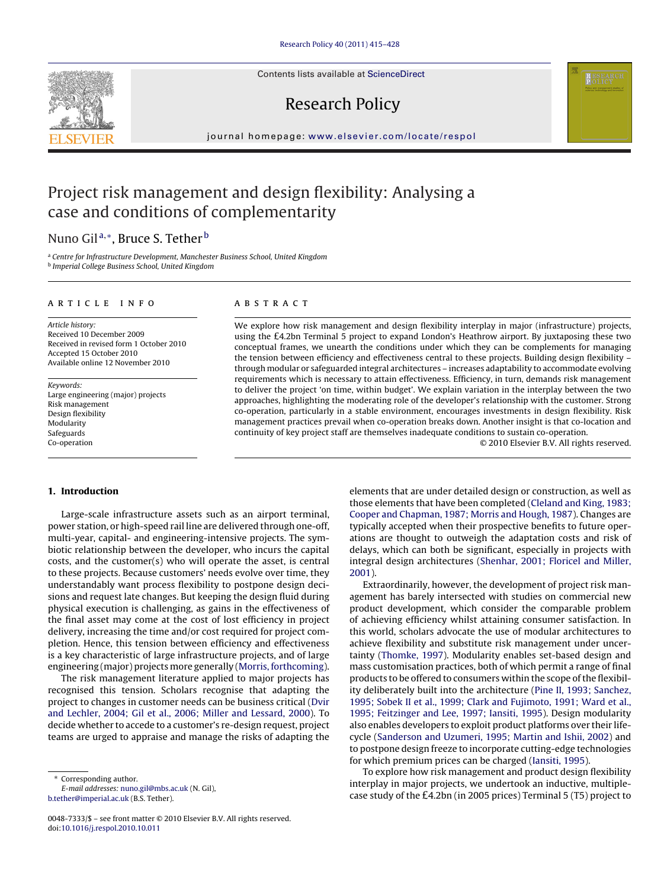# Project risk management and design flexibility: Analysing a case and conditions of complementarity

Nuno Gil[a,*], Bruce S. Tether[b]

[a] Centre for Infrastructure Development, Manchester Business School, United Kingdom
[b] Imperial College Business School, United Kingdom

**ARTICLE INFO**

*Article history:*
Received 10 December 2009
Received in revised form 1 October 2010
Accepted 15 October 2010
Available online 12 November 2010

*Keywords:*
Large engineering (major) projects
Risk management
Design flexibility
Modularity
Safeguards
Co-operation

**ABSTRACT**

We explore how risk management and design flexibility interplay in major (infrastructure) projects, using the £4.2bn Terminal 5 project to expand London's Heathrow airport. By juxtaposing these two conceptual frames, we unearth the conditions under which they can be complements for managing the tension between efficiency and effectiveness central to these projects. Building design flexibility – through modular or safeguarded integral architectures – increases adaptability to accommodate evolving requirements which is necessary to attain effectiveness. Efficiency, in turn, demands risk management to deliver the project 'on time, within budget'. We explain variation in the interplay between the two approaches, highlighting the moderating role of the developer's relationship with the customer. Strong co-operation, particularly in a stable environment, encourages investments in design flexibility. Risk management practices prevail when co-operation breaks down. Another insight is that co-location and continuity of key project staff are themselves inadequate conditions to sustain co-operation.

© 2010 Elsevier B.V. All rights reserved.

## 1. Introduction

Large-scale infrastructure assets such as an airport terminal, power station, or high-speed rail line are delivered through one-off, multi-year, capital- and engineering-intensive projects. The symbiotic relationship between the developer, who incurs the capital costs, and the customer(s) who will operate the asset, is central to these projects. Because customers' needs evolve over time, they understandably want process flexibility to postpone design decisions and request late changes. But keeping the design fluid during physical execution is challenging, as gains in the effectiveness of the final asset may come at the cost of lost efficiency in project delivery, increasing the time and/or cost required for project completion. Hence, this tension between efficiency and effectiveness is a key characteristic of large infrastructure projects, and of large engineering (major) projects more generally (Morris, forthcoming).

The risk management literature applied to major projects has recognised this tension. Scholars recognise that adapting the project to changes in customer needs can be business critical (Dvir and Lechler, 2004; Gil et al., 2006; Miller and Lessard, 2000). To decide whether to accede to a customer's re-design request, project teams are urged to appraise and manage the risks of adapting the elements that are under detailed design or construction, as well as those elements that have been completed (Cleland and King, 1983; Cooper and Chapman, 1987; Morris and Hough, 1987). Changes are typically accepted when their prospective benefits to future operations are thought to outweigh the adaptation costs and risk of delays, which can be significant, especially in projects with integral design architectures (Shenhar, 2001; Floricel and Miller, 2001).

Extraordinarily, however, the development of project risk management has barely intersected with studies on commercial new product development, which consider the comparable problem of achieving efficiency whilst attaining consumer satisfaction. In this world, scholars advocate the use of modular architectures to achieve flexibility and substitute risk management under uncertainty (Thomke, 1997). Modularity enables set-based design and mass customisation practices, both of which permit a range of final products to be offered to consumers within the scope of the flexibility deliberately built into the architecture (Pine II, 1993; Sanchez, 1995; Sobek II et al., 1999; Clark and Fujimoto, 1991; Ward et al., 1995; Feitzinger and Lee, 1997; Iansiti, 1995). Design modularity also enables developers to exploit product platforms over their lifecycle (Sanderson and Uzumeri, 1995; Martin and Ishii, 2002) and to postpone design freeze to incorporate cutting-edge technologies for which premium prices can be charged (Iansiti, 1995).

To explore how risk management and product design flexibility interplay in major projects, we undertook an inductive, multiple-case study of the £4.2bn (in 2005 prices) Terminal 5 (T5) project to

* Corresponding author.
*E-mail addresses:* nuno.gil@mbs.ac.uk (N. Gil), b.tether@imperial.ac.uk (B.S. Tether).

0048-7333/$ – see front matter © 2010 Elsevier B.V. All rights reserved.
doi:10.1016/j.respol.2010.10.011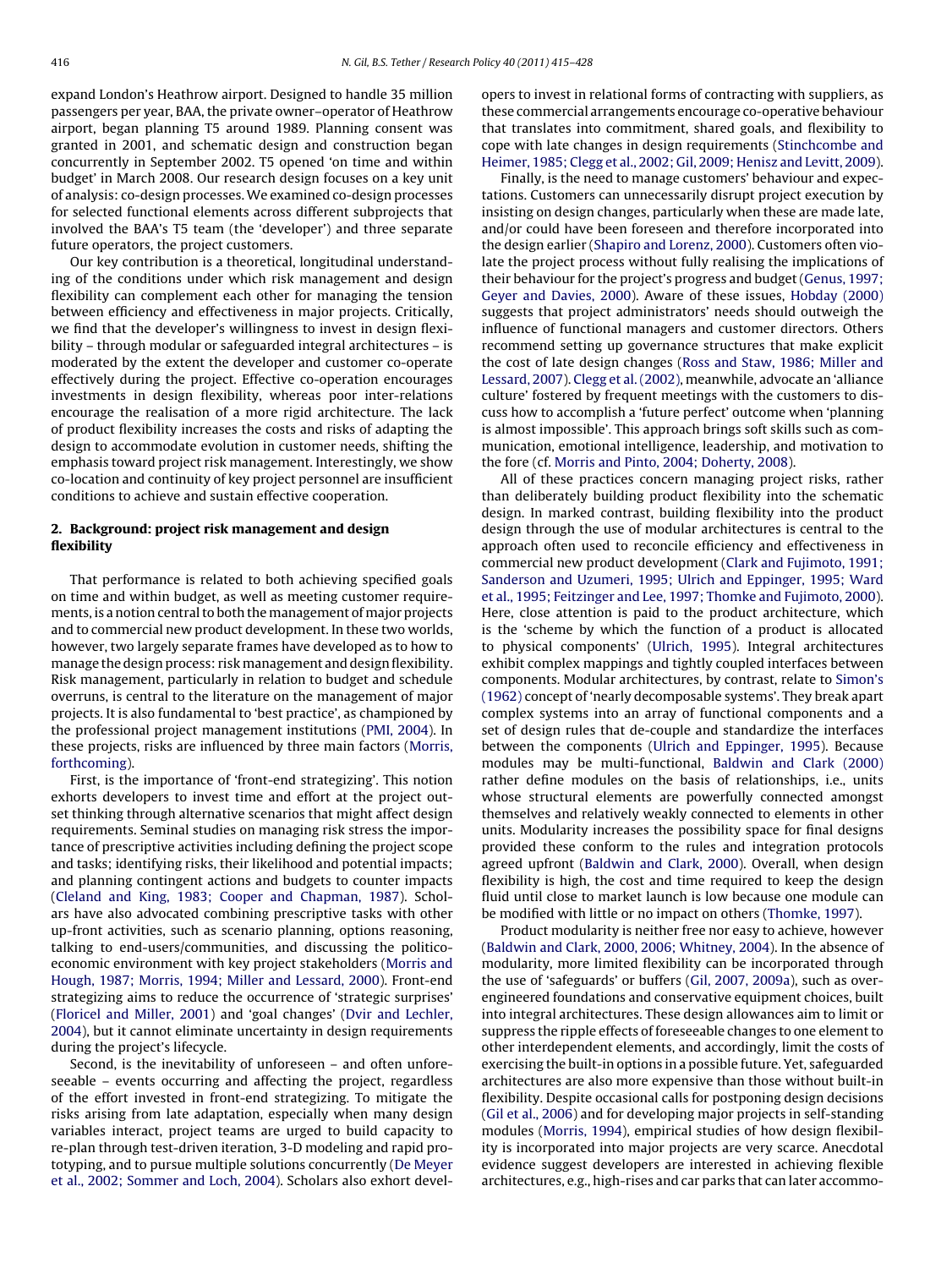expand London's Heathrow airport. Designed to handle 35 million passengers per year, BAA, the private owner–operator of Heathrow airport, began planning T5 around 1989. Planning consent was granted in 2001, and schematic design and construction began concurrently in September 2002. T5 opened 'on time and within budget' in March 2008. Our research design focuses on a key unit of analysis: co-design processes. We examined co-design processes for selected functional elements across different subprojects that involved the BAA's T5 team (the 'developer') and three separate future operators, the project customers.

Our key contribution is a theoretical, longitudinal understanding of the conditions under which risk management and design flexibility can complement each other for managing the tension between efficiency and effectiveness in major projects. Critically, we find that the developer's willingness to invest in design flexibility – through modular or safeguarded integral architectures – is moderated by the extent the developer and customer co-operate effectively during the project. Effective co-operation encourages investments in design flexibility, whereas poor inter-relations encourage the realisation of a more rigid architecture. The lack of product flexibility increases the costs and risks of adapting the design to accommodate evolution in customer needs, shifting the emphasis toward project risk management. Interestingly, we show co-location and continuity of key project personnel are insufficient conditions to achieve and sustain effective cooperation.

## 2. Background: project risk management and design flexibility

That performance is related to both achieving specified goals on time and within budget, as well as meeting customer requirements, is a notion central to both the management of major projects and to commercial new product development. In these two worlds, however, two largely separate frames have developed as to how to manage the design process: risk management and design flexibility. Risk management, particularly in relation to budget and schedule overruns, is central to the literature on the management of major projects. It is also fundamental to 'best practice', as championed by the professional project management institutions (PMI, 2004). In these projects, risks are influenced by three main factors (Morris, forthcoming).

First, is the importance of 'front-end strategizing'. This notion exhorts developers to invest time and effort at the project outset thinking through alternative scenarios that might affect design requirements. Seminal studies on managing risk stress the importance of prescriptive activities including defining the project scope and tasks; identifying risks, their likelihood and potential impacts; and planning contingent actions and budgets to counter impacts (Cleland and King, 1983; Cooper and Chapman, 1987). Scholars have also advocated combining prescriptive tasks with other up-front activities, such as scenario planning, options reasoning, talking to end-users/communities, and discussing the politico-economic environment with key project stakeholders (Morris and Hough, 1987; Morris, 1994; Miller and Lessard, 2000). Front-end strategizing aims to reduce the occurrence of 'strategic surprises' (Floricel and Miller, 2001) and 'goal changes' (Dvir and Lechler, 2004), but it cannot eliminate uncertainty in design requirements during the project's lifecycle.

Second, is the inevitability of unforeseen – and often unforeseeable – events occurring and affecting the project, regardless of the effort invested in front-end strategizing. To mitigate the risks arising from late adaptation, especially when many design variables interact, project teams are urged to build capacity to re-plan through test-driven iteration, 3-D modeling and rapid prototyping, and to pursue multiple solutions concurrently (De Meyer et al., 2002; Sommer and Loch, 2004). Scholars also exhort developers to invest in relational forms of contracting with suppliers, as these commercial arrangements encourage co-operative behaviour that translates into commitment, shared goals, and flexibility to cope with late changes in design requirements (Stinchcombe and Heimer, 1985; Clegg et al., 2002; Gil, 2009; Henisz and Levitt, 2009).

Finally, is the need to manage customers' behaviour and expectations. Customers can unnecessarily disrupt project execution by insisting on design changes, particularly when these are made late, and/or could have been foreseen and therefore incorporated into the design earlier (Shapiro and Lorenz, 2000). Customers often violate the project process without fully realising the implications of their behaviour for the project's progress and budget (Genus, 1997; Geyer and Davies, 2000). Aware of these issues, Hobday (2000) suggests that project administrators' needs should outweigh the influence of functional managers and customer directors. Others recommend setting up governance structures that make explicit the cost of late design changes (Ross and Staw, 1986; Miller and Lessard, 2007). Clegg et al. (2002), meanwhile, advocate an 'alliance culture' fostered by frequent meetings with the customers to discuss how to accomplish a 'future perfect' outcome when 'planning is almost impossible'. This approach brings soft skills such as communication, emotional intelligence, leadership, and motivation to the fore (cf. Morris and Pinto, 2004; Doherty, 2008).

All of these practices concern managing project risks, rather than deliberately building product flexibility into the schematic design. In marked contrast, building flexibility into the product design through the use of modular architectures is central to the approach often used to reconcile efficiency and effectiveness in commercial new product development (Clark and Fujimoto, 1991; Sanderson and Uzumeri, 1995; Ulrich and Eppinger, 1995; Ward et al., 1995; Feitzinger and Lee, 1997; Thomke and Fujimoto, 2000). Here, close attention is paid to the product architecture, which is the 'scheme by which the function of a product is allocated to physical components' (Ulrich, 1995). Integral architectures exhibit complex mappings and tightly coupled interfaces between components. Modular architectures, by contrast, relate to Simon's (1962) concept of 'nearly decomposable systems'. They break apart complex systems into an array of functional components and a set of design rules that de-couple and standardize the interfaces between the components (Ulrich and Eppinger, 1995). Because modules may be multi-functional, Baldwin and Clark (2000) rather define modules on the basis of relationships, i.e., units whose structural elements are powerfully connected amongst themselves and relatively weakly connected to elements in other units. Modularity increases the possibility space for final designs provided these conform to the rules and integration protocols agreed upfront (Baldwin and Clark, 2000). Overall, when design flexibility is high, the cost and time required to keep the design fluid until close to market launch is low because one module can be modified with little or no impact on others (Thomke, 1997).

Product modularity is neither free nor easy to achieve, however (Baldwin and Clark, 2000, 2006; Whitney, 2004). In the absence of modularity, more limited flexibility can be incorporated through the use of 'safeguards' or buffers (Gil, 2007, 2009a), such as over-engineered foundations and conservative equipment choices, built into integral architectures. These design allowances aim to limit or suppress the ripple effects of foreseeable changes to one element to other interdependent elements, and accordingly, limit the costs of exercising the built-in options in a possible future. Yet, safeguarded architectures are also more expensive than those without built-in flexibility. Despite occasional calls for postponing design decisions (Gil et al., 2006) and for developing major projects in self-standing modules (Morris, 1994), empirical studies of how design flexibility is incorporated into major projects are very scarce. Anecdotal evidence suggest developers are interested in achieving flexible architectures, e.g., high-rises and car parks that can later accommo-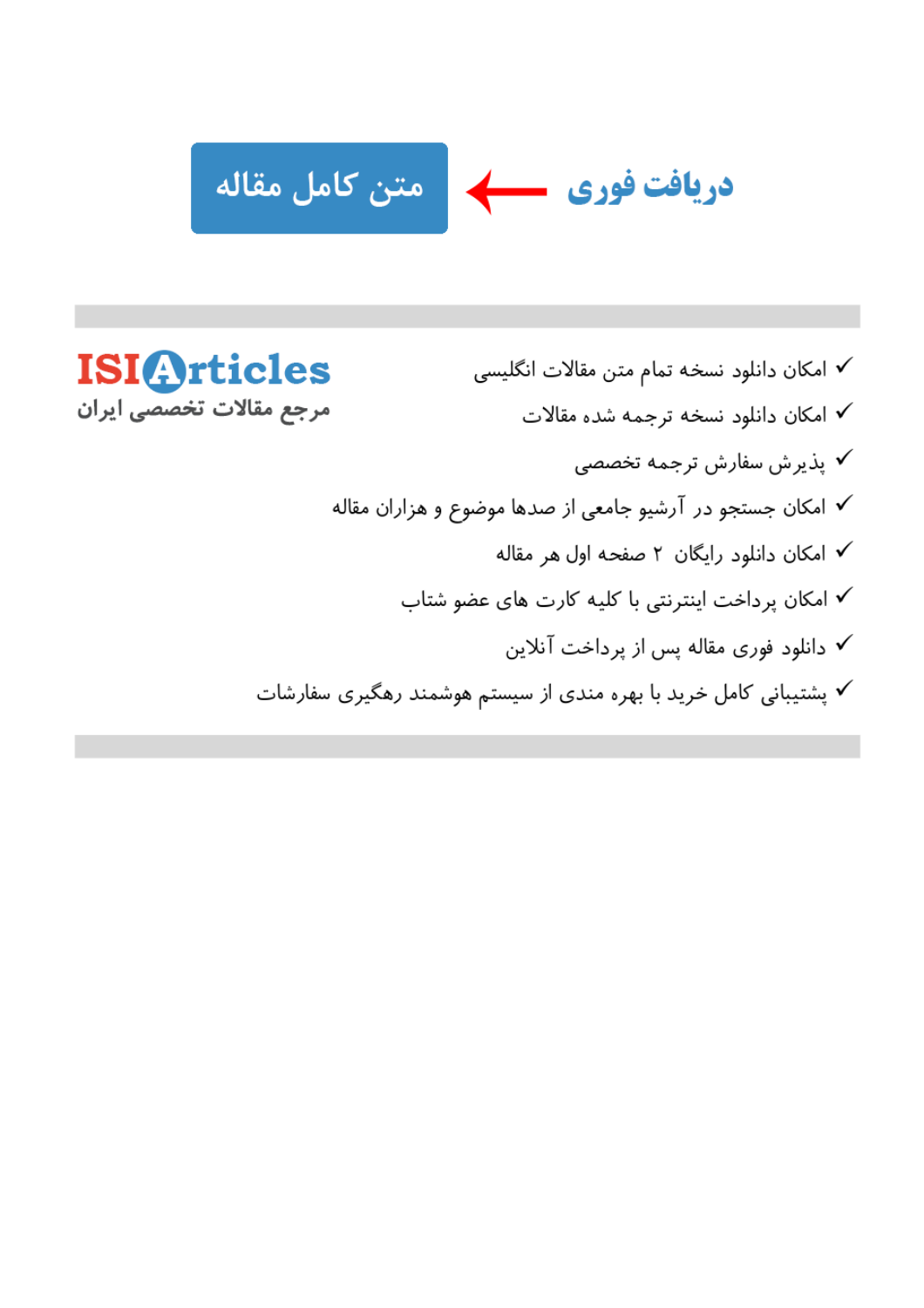**دریافت فوری** ← **متن کامل مقاله**

**ISIArticles**
مرجع مقالات تخصصی ایران

- ✓ امکان دانلود نسخه تمام متن مقالات انگلیسی
- ✓ امکان دانلود نسخه ترجمه شده مقالات
- ✓ پذیرش سفارش ترجمه تخصصی
- ✓ امکان جستجو در آرشیو جامعی از صدها موضوع و هزاران مقاله
- ✓ امکان دانلود رایگان ۲ صفحه اول هر مقاله
- ✓ امکان پرداخت اینترنتی با کلیه کارت های عضو شتاب
- ✓ دانلود فوری مقاله پس از پرداخت آنلاین
- ✓ پشتیبانی کامل خرید با بهره مندی از سیستم هوشمند رهگیری سفارشات